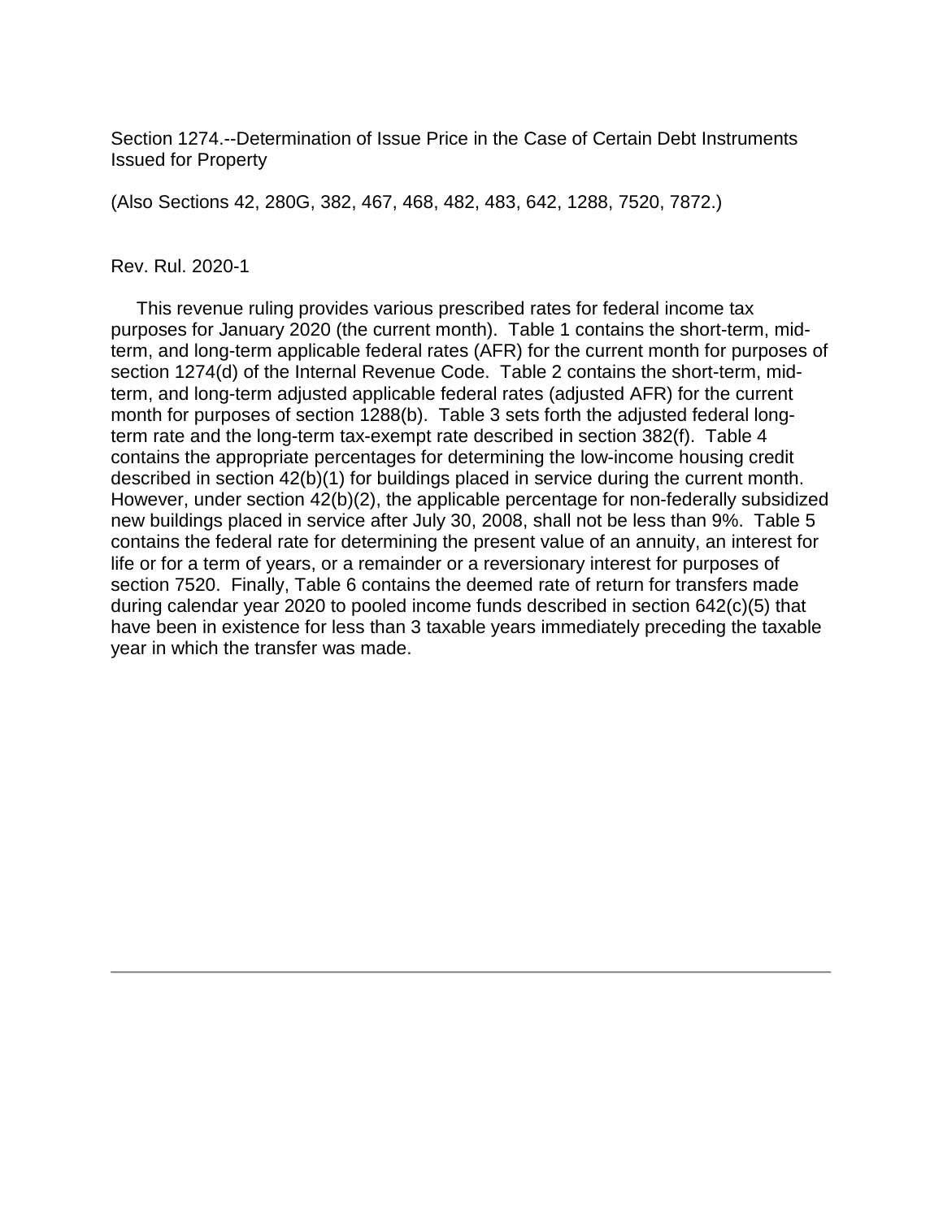Section 1274.--Determination of Issue Price in the Case of Certain Debt Instruments Issued for Property

(Also Sections 42, 280G, 382, 467, 468, 482, 483, 642, 1288, 7520, 7872.)

Rev. Rul. 2020-1

This revenue ruling provides various prescribed rates for federal income tax purposes for January 2020 (the current month). Table 1 contains the short-term, mid-term, and long-term applicable federal rates (AFR) for the current month for purposes of section 1274(d) of the Internal Revenue Code. Table 2 contains the short-term, mid-term, and long-term adjusted applicable federal rates (adjusted AFR) for the current month for purposes of section 1288(b). Table 3 sets forth the adjusted federal long-term rate and the long-term tax-exempt rate described in section 382(f). Table 4 contains the appropriate percentages for determining the low-income housing credit described in section 42(b)(1) for buildings placed in service during the current month. However, under section 42(b)(2), the applicable percentage for non-federally subsidized new buildings placed in service after July 30, 2008, shall not be less than 9%. Table 5 contains the federal rate for determining the present value of an annuity, an interest for life or for a term of years, or a remainder or a reversionary interest for purposes of section 7520. Finally, Table 6 contains the deemed rate of return for transfers made during calendar year 2020 to pooled income funds described in section 642(c)(5) that have been in existence for less than 3 taxable years immediately preceding the taxable year in which the transfer was made.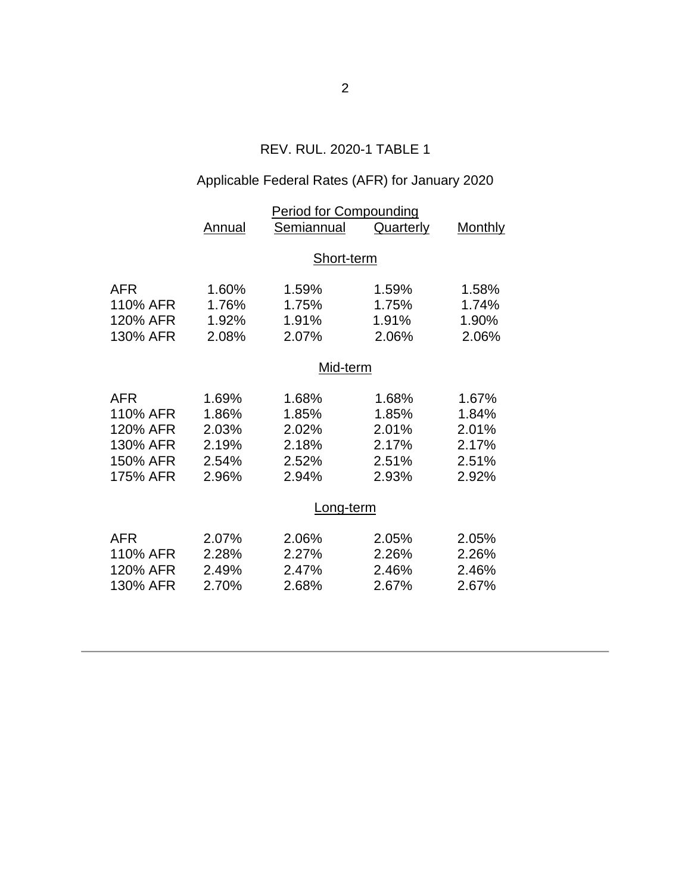REV. RUL. 2020-1 TABLE 1

Applicable Federal Rates (AFR) for January 2020

| | Period for Compounding | | | |
|---|---|---|---|---|
| | Annual | Semiannual | Quarterly | Monthly |
| | | **Short-term** | | |
| AFR | 1.60% | 1.59% | 1.59% | 1.58% |
| 110% AFR | 1.76% | 1.75% | 1.75% | 1.74% |
| 120% AFR | 1.92% | 1.91% | 1.91% | 1.90% |
| 130% AFR | 2.08% | 2.07% | 2.06% | 2.06% |
| | | **Mid-term** | | |
| AFR | 1.69% | 1.68% | 1.68% | 1.67% |
| 110% AFR | 1.86% | 1.85% | 1.85% | 1.84% |
| 120% AFR | 2.03% | 2.02% | 2.01% | 2.01% |
| 130% AFR | 2.19% | 2.18% | 2.17% | 2.17% |
| 150% AFR | 2.54% | 2.52% | 2.51% | 2.51% |
| 175% AFR | 2.96% | 2.94% | 2.93% | 2.92% |
| | | **Long-term** | | |
| AFR | 2.07% | 2.06% | 2.05% | 2.05% |
| 110% AFR | 2.28% | 2.27% | 2.26% | 2.26% |
| 120% AFR | 2.49% | 2.47% | 2.46% | 2.46% |
| 130% AFR | 2.70% | 2.68% | 2.67% | 2.67% |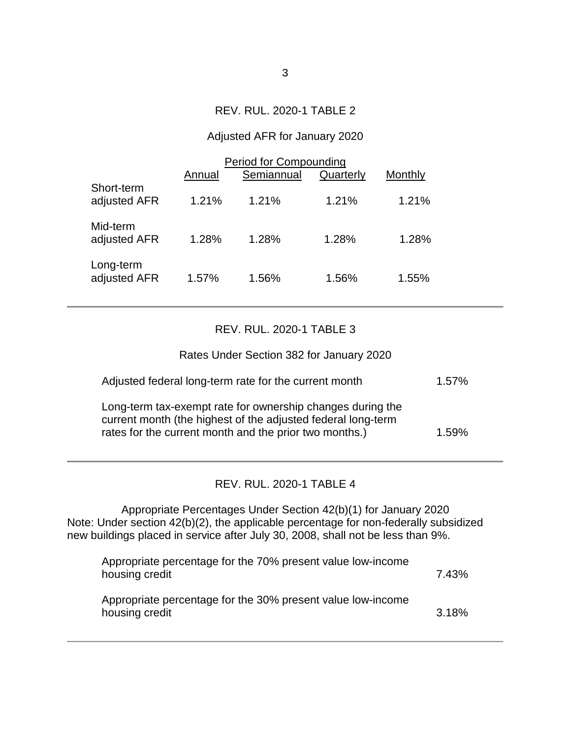## REV. RUL. 2020-1 TABLE 2

### Adjusted AFR for January 2020

| | Period for Compounding | | | |
|---|---|---|---|---|
| | Annual | Semiannual | Quarterly | Monthly |
| Short-term adjusted AFR | 1.21% | 1.21% | 1.21% | 1.21% |
| Mid-term adjusted AFR | 1.28% | 1.28% | 1.28% | 1.28% |
| Long-term adjusted AFR | 1.57% | 1.56% | 1.56% | 1.55% |

---

## REV. RUL. 2020-1 TABLE 3

### Rates Under Section 382 for January 2020

| | |
|---|---|
| Adjusted federal long-term rate for the current month | 1.57% |
| Long-term tax-exempt rate for ownership changes during the current month (the highest of the adjusted federal long-term rates for the current month and the prior two months.) | 1.59% |

---

## REV. RUL. 2020-1 TABLE 4

### Appropriate Percentages Under Section 42(b)(1) for January 2020

Note: Under section 42(b)(2), the applicable percentage for non-federally subsidized new buildings placed in service after July 30, 2008, shall not be less than 9%.

| | |
|---|---|
| Appropriate percentage for the 70% present value low-income housing credit | 7.43% |
| Appropriate percentage for the 30% present value low-income housing credit | 3.18% |

---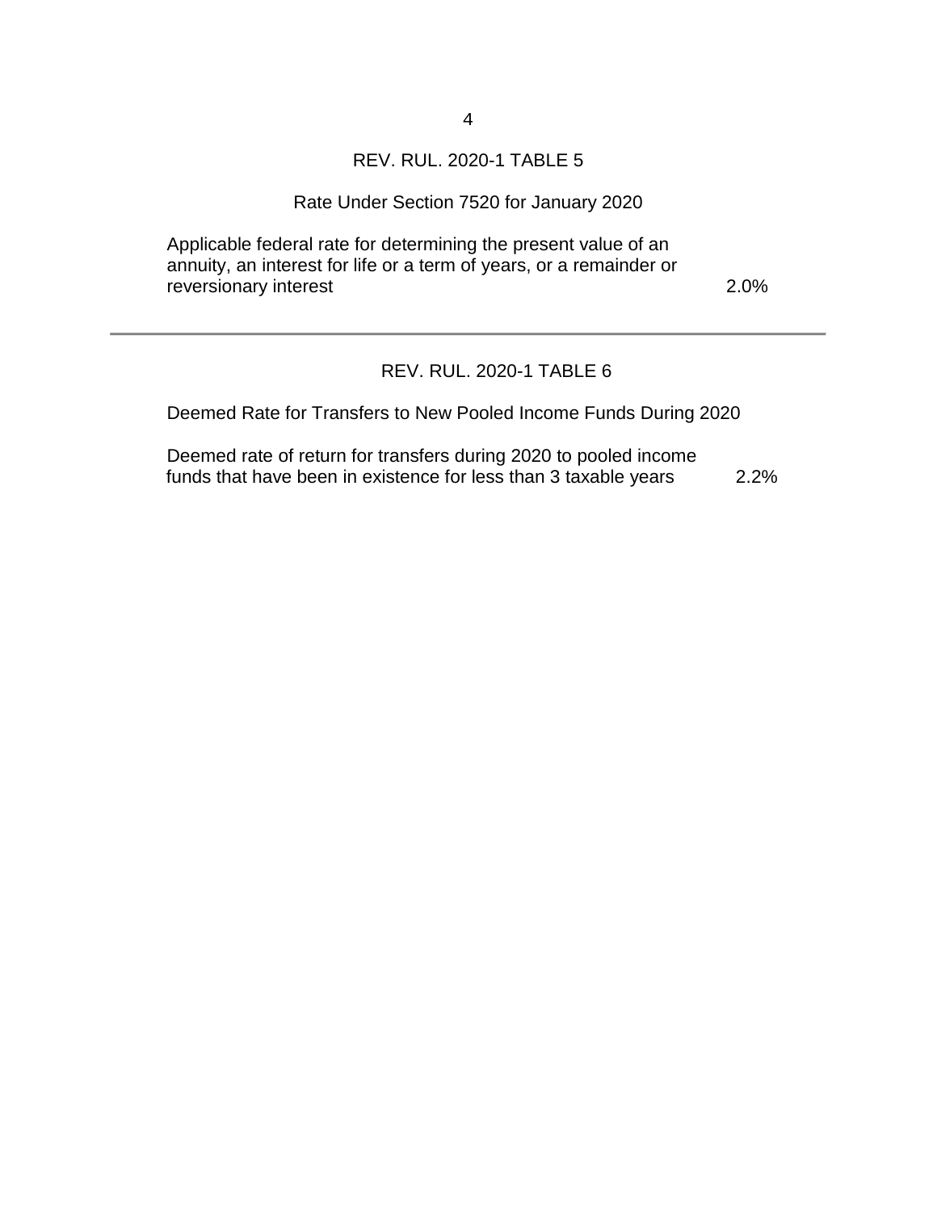## REV. RUL. 2020-1 TABLE 5

Rate Under Section 7520 for January 2020

| | |
|---|---|
| Applicable federal rate for determining the present value of an annuity, an interest for life or a term of years, or a remainder or reversionary interest | 2.0% |

---

## REV. RUL. 2020-1 TABLE 6

Deemed Rate for Transfers to New Pooled Income Funds During 2020

| | |
|---|---|
| Deemed rate of return for transfers during 2020 to pooled income funds that have been in existence for less than 3 taxable years | 2.2% |